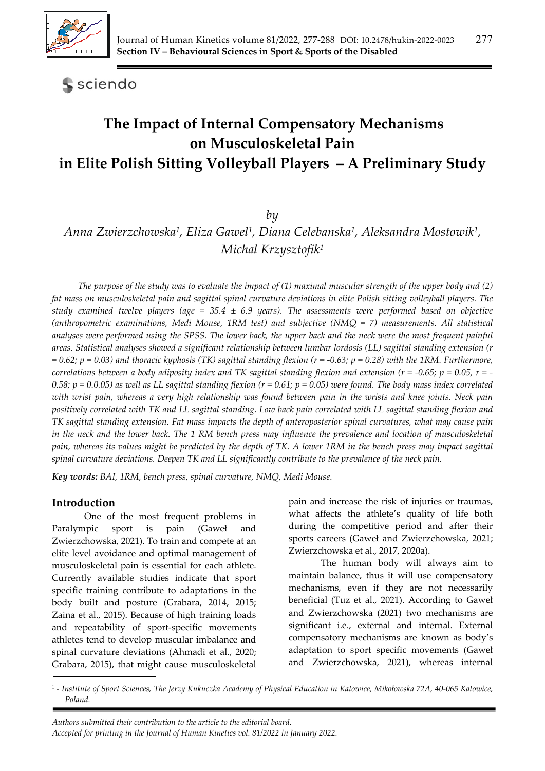# The Impact of Internal Compensatory Mechanisms on Musculoskeletal Pain in Elite Polish Sitting Volleyball Players – A Preliminary Study

*by*

*Anna Zwierzchowska[1], Eliza Gawel[1], Diana Celebanska[1], Aleksandra Mostowik[1], Michal Krzysztofik[1]*

*The purpose of the study was to evaluate the impact of (1) maximal muscular strength of the upper body and (2) fat mass on musculoskeletal pain and sagittal spinal curvature deviations in elite Polish sitting volleyball players. The study examined twelve players (age = 35.4 ± 6.9 years). The assessments were performed based on objective (anthropometric examinations, Medi Mouse, 1RM test) and subjective (NMQ = 7) measurements. All statistical analyses were performed using the SPSS. The lower back, the upper back and the neck were the most frequent painful areas. Statistical analyses showed a significant relationship between lumbar lordosis (LL) sagittal standing extension (r = 0.62; p = 0.03) and thoracic kyphosis (TK) sagittal standing flexion (r = -0.63; p = 0.28) with the 1RM. Furthermore, correlations between a body adiposity index and TK sagittal standing flexion and extension (r = -0.65; p = 0.05, r = -0.58; p = 0.0.05) as well as LL sagittal standing flexion (r = 0.61; p = 0.05) were found. The body mass index correlated with wrist pain, whereas a very high relationship was found between pain in the wrists and knee joints. Neck pain positively correlated with TK and LL sagittal standing. Low back pain correlated with LL sagittal standing flexion and TK sagittal standing extension. Fat mass impacts the depth of anteroposterior spinal curvatures, what may cause pain in the neck and the lower back. The 1 RM bench press may influence the prevalence and location of musculoskeletal pain, whereas its values might be predicted by the depth of TK. A lower 1RM in the bench press may impact sagittal spinal curvature deviations. Deepen TK and LL significantly contribute to the prevalence of the neck pain.*

***Key words:** BAI, 1RM, bench press, spinal curvature, NMQ, Medi Mouse.*

## Introduction

One of the most frequent problems in Paralympic sport is pain (Gaweł and Zwierzchowska, 2021). To train and compete at an elite level avoidance and optimal management of musculoskeletal pain is essential for each athlete. Currently available studies indicate that sport specific training contribute to adaptations in the body built and posture (Grabara, 2014, 2015; Zaina et al., 2015). Because of high training loads and repeatability of sport-specific movements athletes tend to develop muscular imbalance and spinal curvature deviations (Ahmadi et al., 2020; Grabara, 2015), that might cause musculoskeletal pain and increase the risk of injuries or traumas, what affects the athlete's quality of life both during the competitive period and after their sports careers (Gaweł and Zwierzchowska, 2021; Zwierzchowska et al., 2017, 2020a).

The human body will always aim to maintain balance, thus it will use compensatory mechanisms, even if they are not necessarily beneficial (Tuz et al., 2021). According to Gaweł and Zwierzchowska (2021) two mechanisms are significant i.e., external and internal. External compensatory mechanisms are known as body's adaptation to sport specific movements (Gaweł and Zwierzchowska, 2021), whereas internal

[1] - *Institute of Sport Sciences, The Jerzy Kukuczka Academy of Physical Education in Katowice, Mikołowska 72A, 40-065 Katowice, Poland.*

*Authors submitted their contribution to the article to the editorial board.*
*Accepted for printing in the Journal of Human Kinetics vol. 81/2022 in January 2022.*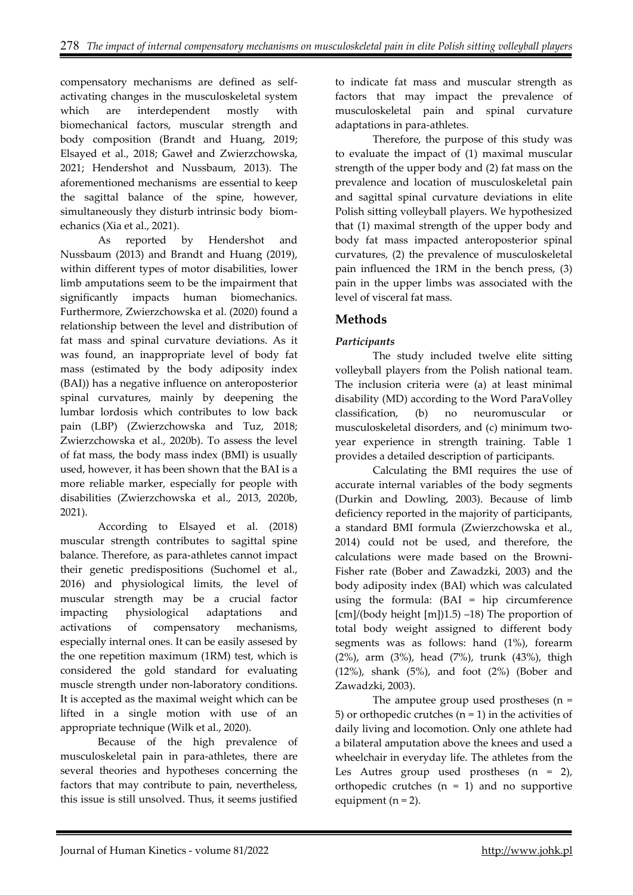compensatory mechanisms are defined as self-activating changes in the musculoskeletal system which are interdependent mostly with biomechanical factors, muscular strength and body composition (Brandt and Huang, 2019; Elsayed et al., 2018; Gaweł and Zwierzchowska, 2021; Hendershot and Nussbaum, 2013). The aforementioned mechanisms are essential to keep the sagittal balance of the spine, however, simultaneously they disturb intrinsic body biomechanics (Xia et al., 2021).

As reported by Hendershot and Nussbaum (2013) and Brandt and Huang (2019), within different types of motor disabilities, lower limb amputations seem to be the impairment that significantly impacts human biomechanics. Furthermore, Zwierzchowska et al. (2020) found a relationship between the level and distribution of fat mass and spinal curvature deviations. As it was found, an inappropriate level of body fat mass (estimated by the body adiposity index (BAI)) has a negative influence on anteroposterior spinal curvatures, mainly by deepening the lumbar lordosis which contributes to low back pain (LBP) (Zwierzchowska and Tuz, 2018; Zwierzchowska et al., 2020b). To assess the level of fat mass, the body mass index (BMI) is usually used, however, it has been shown that the BAI is a more reliable marker, especially for people with disabilities (Zwierzchowska et al., 2013, 2020b, 2021).

According to Elsayed et al. (2018) muscular strength contributes to sagittal spine balance. Therefore, as para-athletes cannot impact their genetic predispositions (Suchomel et al., 2016) and physiological limits, the level of muscular strength may be a crucial factor impacting physiological adaptations and activations of compensatory mechanisms, especially internal ones. It can be easily assesed by the one repetition maximum (1RM) test, which is considered the gold standard for evaluating muscle strength under non-laboratory conditions. It is accepted as the maximal weight which can be lifted in a single motion with use of an appropriate technique (Wilk et al., 2020).

Because of the high prevalence of musculoskeletal pain in para-athletes, there are several theories and hypotheses concerning the factors that may contribute to pain, nevertheless, this issue is still unsolved. Thus, it seems justified to indicate fat mass and muscular strength as factors that may impact the prevalence of musculoskeletal pain and spinal curvature adaptations in para-athletes.

Therefore, the purpose of this study was to evaluate the impact of (1) maximal muscular strength of the upper body and (2) fat mass on the prevalence and location of musculoskeletal pain and sagittal spinal curvature deviations in elite Polish sitting volleyball players. We hypothesized that (1) maximal strength of the upper body and body fat mass impacted anteroposterior spinal curvatures, (2) the prevalence of musculoskeletal pain influenced the 1RM in the bench press, (3) pain in the upper limbs was associated with the level of visceral fat mass.

## Methods

### *Participants*

The study included twelve elite sitting volleyball players from the Polish national team. The inclusion criteria were (a) at least minimal disability (MD) according to the Word ParaVolley classification, (b) no neuromuscular or musculoskeletal disorders, and (c) minimum two-year experience in strength training. Table 1 provides a detailed description of participants.

Calculating the BMI requires the use of accurate internal variables of the body segments (Durkin and Dowling, 2003). Because of limb deficiency reported in the majority of participants, a standard BMI formula (Zwierzchowska et al., 2014) could not be used, and therefore, the calculations were made based on the Browni-Fisher rate (Bober and Zawadzki, 2003) and the body adiposity index (BAI) which was calculated using the formula: (BAI = hip circumference [cm]/(body height [m])1.5) –18) The proportion of total body weight assigned to different body segments was as follows: hand (1%), forearm (2%), arm (3%), head (7%), trunk (43%), thigh (12%), shank (5%), and foot (2%) (Bober and Zawadzki, 2003).

The amputee group used prostheses ($n$ = 5) or orthopedic crutches ($n$ = 1) in the activities of daily living and locomotion. Only one athlete had a bilateral amputation above the knees and used a wheelchair in everyday life. The athletes from the Les Autres group used prostheses ($n$ = 2), orthopedic crutches ($n$ = 1) and no supportive equipment ($n$ = 2).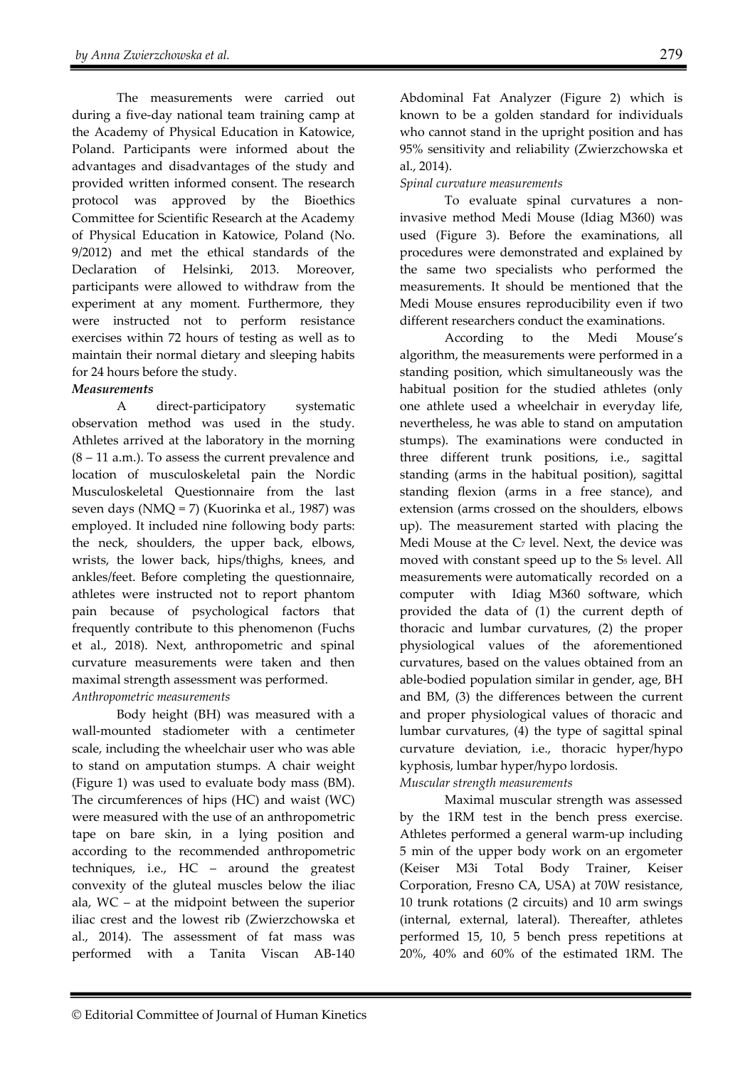The measurements were carried out during a five-day national team training camp at the Academy of Physical Education in Katowice, Poland. Participants were informed about the advantages and disadvantages of the study and provided written informed consent. The research protocol was approved by the Bioethics Committee for Scientific Research at the Academy of Physical Education in Katowice, Poland (No. 9/2012) and met the ethical standards of the Declaration of Helsinki, 2013. Moreover, participants were allowed to withdraw from the experiment at any moment. Furthermore, they were instructed not to perform resistance exercises within 72 hours of testing as well as to maintain their normal dietary and sleeping habits for 24 hours before the study.

***Measurements***

A direct-participatory systematic observation method was used in the study. Athletes arrived at the laboratory in the morning (8 – 11 a.m.). To assess the current prevalence and location of musculoskeletal pain the Nordic Musculoskeletal Questionnaire from the last seven days (NMQ = 7) (Kuorinka et al., 1987) was employed. It included nine following body parts: the neck, shoulders, the upper back, elbows, wrists, the lower back, hips/thighs, knees, and ankles/feet. Before completing the questionnaire, athletes were instructed not to report phantom pain because of psychological factors that frequently contribute to this phenomenon (Fuchs et al., 2018). Next, anthropometric and spinal curvature measurements were taken and then maximal strength assessment was performed.

*Anthropometric measurements*

Body height (BH) was measured with a wall-mounted stadiometer with a centimeter scale, including the wheelchair user who was able to stand on amputation stumps. A chair weight (Figure 1) was used to evaluate body mass (BM). The circumferences of hips (HC) and waist (WC) were measured with the use of an anthropometric tape on bare skin, in a lying position and according to the recommended anthropometric techniques, i.e., HC – around the greatest convexity of the gluteal muscles below the iliac ala, WC – at the midpoint between the superior iliac crest and the lowest rib (Zwierzchowska et al., 2014). The assessment of fat mass was performed with a Tanita Viscan AB-140 Abdominal Fat Analyzer (Figure 2) which is known to be a golden standard for individuals who cannot stand in the upright position and has 95% sensitivity and reliability (Zwierzchowska et al., 2014).

*Spinal curvature measurements*

To evaluate spinal curvatures a non-invasive method Medi Mouse (Idiag M360) was used (Figure 3). Before the examinations, all procedures were demonstrated and explained by the same two specialists who performed the measurements. It should be mentioned that the Medi Mouse ensures reproducibility even if two different researchers conduct the examinations.

According to the Medi Mouse's algorithm, the measurements were performed in a standing position, which simultaneously was the habitual position for the studied athletes (only one athlete used a wheelchair in everyday life, nevertheless, he was able to stand on amputation stumps). The examinations were conducted in three different trunk positions, i.e., sagittal standing (arms in the habitual position), sagittal standing flexion (arms in a free stance), and extension (arms crossed on the shoulders, elbows up). The measurement started with placing the Medi Mouse at the $C_7$ level. Next, the device was moved with constant speed up to the $S_5$ level. All measurements were automatically recorded on a computer with Idiag M360 software, which provided the data of (1) the current depth of thoracic and lumbar curvatures, (2) the proper physiological values of the aforementioned curvatures, based on the values obtained from an able-bodied population similar in gender, age, BH and BM, (3) the differences between the current and proper physiological values of thoracic and lumbar curvatures, (4) the type of sagittal spinal curvature deviation, i.e., thoracic hyper/hypo kyphosis, lumbar hyper/hypo lordosis.

*Muscular strength measurements*

Maximal muscular strength was assessed by the 1RM test in the bench press exercise. Athletes performed a general warm-up including 5 min of the upper body work on an ergometer (Keiser M3i Total Body Trainer, Keiser Corporation, Fresno CA, USA) at 70W resistance, 10 trunk rotations (2 circuits) and 10 arm swings (internal, external, lateral). Thereafter, athletes performed 15, 10, 5 bench press repetitions at 20%, 40% and 60% of the estimated 1RM. The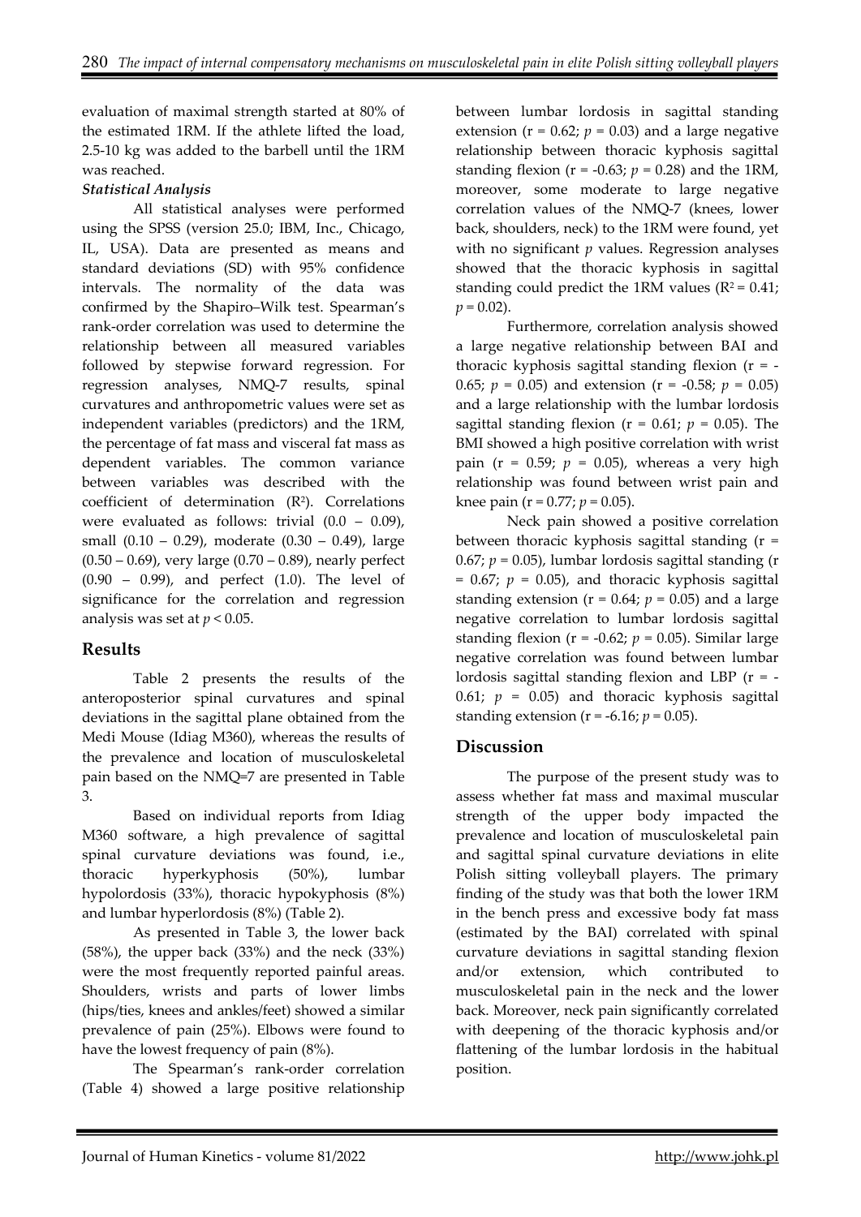evaluation of maximal strength started at 80% of the estimated 1RM. If the athlete lifted the load, 2.5-10 kg was added to the barbell until the 1RM was reached.

### *Statistical Analysis*

All statistical analyses were performed using the SPSS (version 25.0; IBM, Inc., Chicago, IL, USA). Data are presented as means and standard deviations (SD) with 95% confidence intervals. The normality of the data was confirmed by the Shapiro–Wilk test. Spearman's rank-order correlation was used to determine the relationship between all measured variables followed by stepwise forward regression. For regression analyses, NMQ-7 results, spinal curvatures and anthropometric values were set as independent variables (predictors) and the 1RM, the percentage of fat mass and visceral fat mass as dependent variables. The common variance between variables was described with the coefficient of determination ($R^2$). Correlations were evaluated as follows: trivial (0.0 – 0.09), small (0.10 – 0.29), moderate (0.30 – 0.49), large (0.50 – 0.69), very large (0.70 – 0.89), nearly perfect (0.90 – 0.99), and perfect (1.0). The level of significance for the correlation and regression analysis was set at $p < 0.05$.

## Results

Table 2 presents the results of the anteroposterior spinal curvatures and spinal deviations in the sagittal plane obtained from the Medi Mouse (Idiag M360), whereas the results of the prevalence and location of musculoskeletal pain based on the NMQ=7 are presented in Table 3.

Based on individual reports from Idiag M360 software, a high prevalence of sagittal spinal curvature deviations was found, i.e., thoracic hyperkyphosis (50%), lumbar hypolordosis (33%), thoracic hypokyphosis (8%) and lumbar hyperlordosis (8%) (Table 2).

As presented in Table 3, the lower back (58%), the upper back (33%) and the neck (33%) were the most frequently reported painful areas. Shoulders, wrists and parts of lower limbs (hips/ties, knees and ankles/feet) showed a similar prevalence of pain (25%). Elbows were found to have the lowest frequency of pain (8%).

The Spearman's rank-order correlation (Table 4) showed a large positive relationship between lumbar lordosis in sagittal standing extension (r = 0.62; $p$ = 0.03) and a large negative relationship between thoracic kyphosis sagittal standing flexion (r = -0.63; $p$ = 0.28) and the 1RM, moreover, some moderate to large negative correlation values of the NMQ-7 (knees, lower back, shoulders, neck) to the 1RM were found, yet with no significant $p$ values. Regression analyses showed that the thoracic kyphosis in sagittal standing could predict the 1RM values ($R^2$ = 0.41; $p$ = 0.02).

Furthermore, correlation analysis showed a large negative relationship between BAI and thoracic kyphosis sagittal standing flexion (r = -0.65; $p$ = 0.05) and extension (r = -0.58; $p$ = 0.05) and a large relationship with the lumbar lordosis sagittal standing flexion (r = 0.61; $p$ = 0.05). The BMI showed a high positive correlation with wrist pain (r = 0.59; $p$ = 0.05), whereas a very high relationship was found between wrist pain and knee pain (r = 0.77; $p$ = 0.05).

Neck pain showed a positive correlation between thoracic kyphosis sagittal standing (r = 0.67; $p$ = 0.05), lumbar lordosis sagittal standing (r = 0.67; $p$ = 0.05), and thoracic kyphosis sagittal standing extension (r = 0.64; $p$ = 0.05) and a large negative correlation to lumbar lordosis sagittal standing flexion (r = -0.62; $p$ = 0.05). Similar large negative correlation was found between lumbar lordosis sagittal standing flexion and LBP (r = -0.61; $p$ = 0.05) and thoracic kyphosis sagittal standing extension (r = -6.16; $p$ = 0.05).

## Discussion

The purpose of the present study was to assess whether fat mass and maximal muscular strength of the upper body impacted the prevalence and location of musculoskeletal pain and sagittal spinal curvature deviations in elite Polish sitting volleyball players. The primary finding of the study was that both the lower 1RM in the bench press and excessive body fat mass (estimated by the BAI) correlated with spinal curvature deviations in sagittal standing flexion and/or extension, which contributed to musculoskeletal pain in the neck and the lower back. Moreover, neck pain significantly correlated with deepening of the thoracic kyphosis and/or flattening of the lumbar lordosis in the habitual position.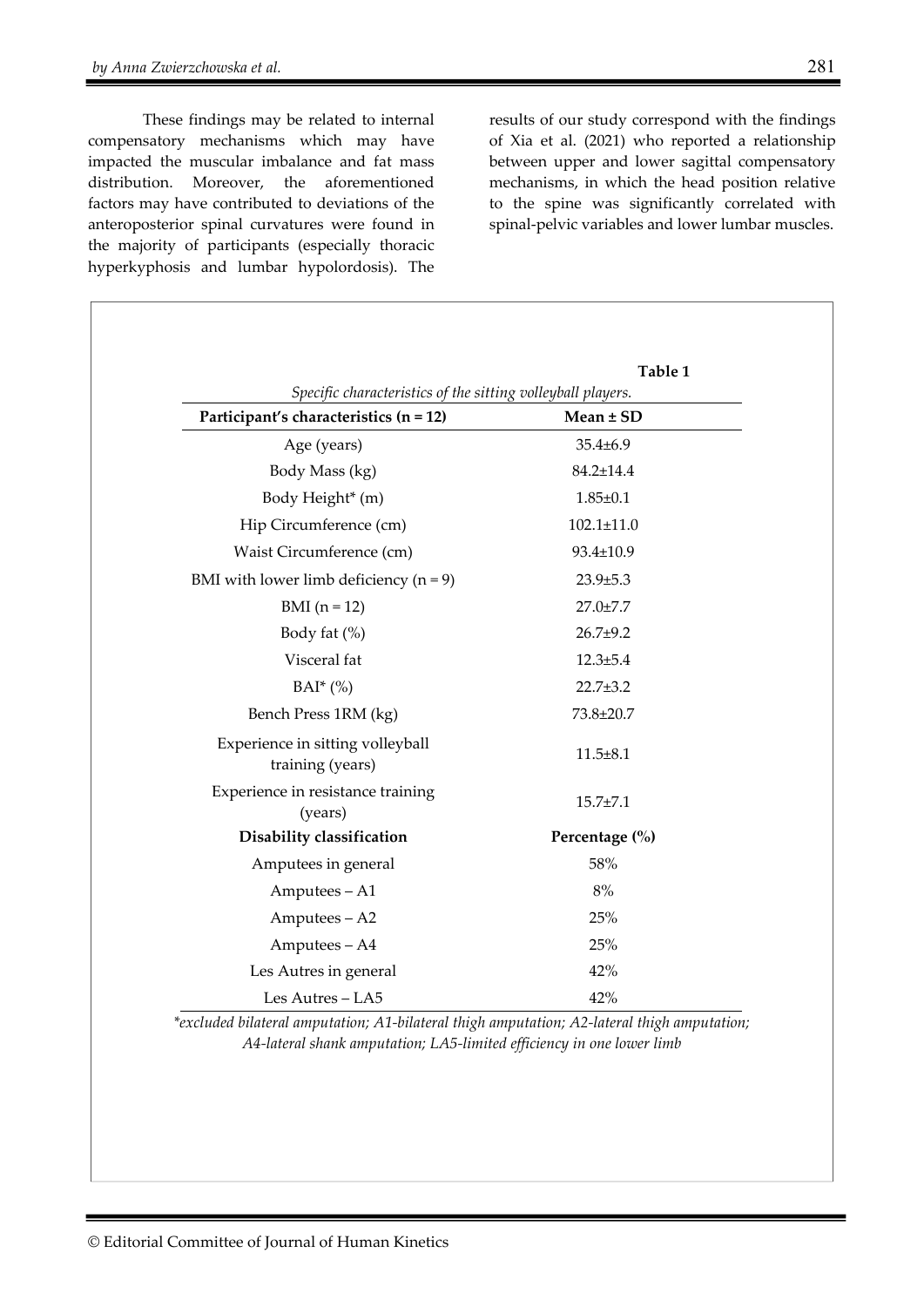These findings may be related to internal compensatory mechanisms which may have impacted the muscular imbalance and fat mass distribution. Moreover, the aforementioned factors may have contributed to deviations of the anteroposterior spinal curvatures were found in the majority of participants (especially thoracic hyperkyphosis and lumbar hypolordosis). The results of our study correspond with the findings of Xia et al. (2021) who reported a relationship between upper and lower sagittal compensatory mechanisms, in which the head position relative to the spine was significantly correlated with spinal-pelvic variables and lower lumbar muscles.

**Table 1**

*Specific characteristics of the sitting volleyball players.*

| Participant's characteristics (n = 12) | Mean ± SD |
|---|---|
| Age (years) | 35.4±6.9 |
| Body Mass (kg) | 84.2±14.4 |
| Body Height* (m) | 1.85±0.1 |
| Hip Circumference (cm) | 102.1±11.0 |
| Waist Circumference (cm) | 93.4±10.9 |
| BMI with lower limb deficiency (n = 9) | 23.9±5.3 |
| BMI (n = 12) | 27.0±7.7 |
| Body fat (%) | 26.7±9.2 |
| Visceral fat | 12.3±5.4 |
| BAI* (%) | 22.7±3.2 |
| Bench Press 1RM (kg) | 73.8±20.7 |
| Experience in sitting volleyball training (years) | 11.5±8.1 |
| Experience in resistance training (years) | 15.7±7.1 |
| **Disability classification** | **Percentage (%)** |
| Amputees in general | 58% |
| Amputees – A1 | 8% |
| Amputees – A2 | 25% |
| Amputees – A4 | 25% |
| Les Autres in general | 42% |
| Les Autres – LA5 | 42% |

*\*excluded bilateral amputation; A1-bilateral thigh amputation; A2-lateral thigh amputation; A4-lateral shank amputation; LA5-limited efficiency in one lower limb*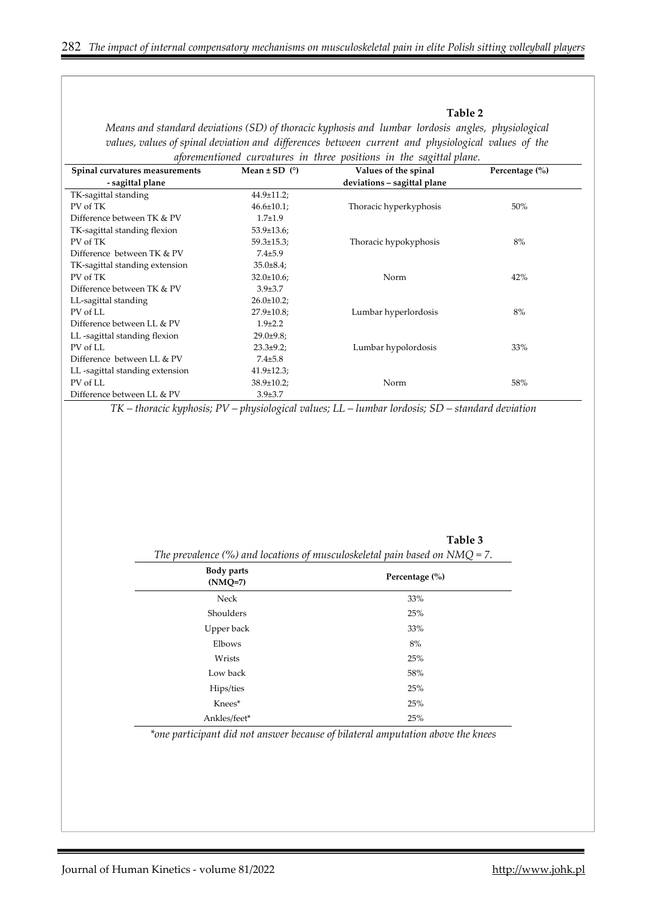**Table 2**

*Means and standard deviations (SD) of thoracic kyphosis and lumbar lordosis angles, physiological values, values of spinal deviation and differences between current and physiological values of the aforementioned curvatures in three positions in the sagittal plane.*

| Spinal curvatures measurements - sagittal plane | Mean ± SD (°) | Values of the spinal deviations – sagittal plane | Percentage (%) |
|---|---|---|---|
| TK-sagittal standing | 44.9±11.2; | | |
| PV of TK | 46.6±10.1; | Thoracic hyperkyphosis | 50% |
| Difference between TK & PV | 1.7±1.9 | | |
| TK-sagittal standing flexion | 53.9±13.6; | | |
| PV of TK | 59.3±15.3; | Thoracic hypokyphosis | 8% |
| Difference between TK & PV | 7.4±5.9 | | |
| TK-sagittal standing extension | 35.0±8.4; | | |
| PV of TK | 32.0±10.6; | Norm | 42% |
| Difference between TK & PV | 3.9±3.7 | | |
| LL-sagittal standing | 26.0±10.2; | | |
| PV of LL | 27.9±10.8; | Lumbar hyperlordosis | 8% |
| Difference between LL & PV | 1.9±2.2 | | |
| LL -sagittal standing flexion | 29.0±9.8; | | |
| PV of LL | 23.3±9.2; | Lumbar hypolordosis | 33% |
| Difference between LL & PV | 7.4±5.8 | | |
| LL -sagittal standing extension | 41.9±12.3; | | |
| PV of LL | 38.9±10.2; | Norm | 58% |
| Difference between LL & PV | 3.9±3.7 | | |

*TK – thoracic kyphosis; PV – physiological values; LL – lumbar lordosis; SD – standard deviation*

**Table 3**

*The prevalence (%) and locations of musculoskeletal pain based on NMQ = 7.*

| Body parts (NMQ=7) | Percentage (%) |
|---|---|
| Neck | 33% |
| Shoulders | 25% |
| Upper back | 33% |
| Elbows | 8% |
| Wrists | 25% |
| Low back | 58% |
| Hips/ties | 25% |
| Knees* | 25% |
| Ankles/feet* | 25% |

*\*one participant did not answer because of bilateral amputation above the knees*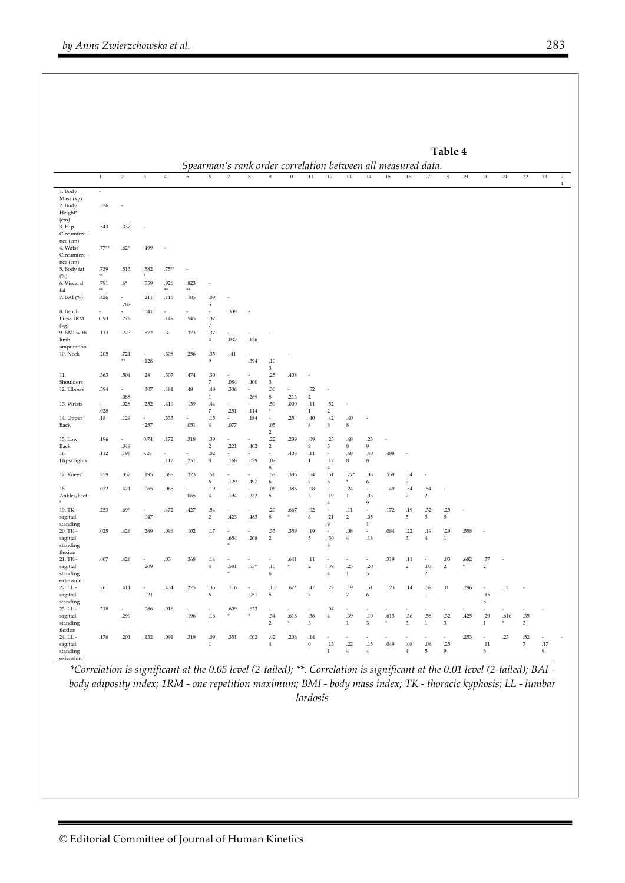**Table 4**

*Spearman's rank order correlation between all measured data.*

| | 1 | 2 | 3 | 4 | 5 | 6 | 7 | 8 | 9 | 10 | 11 | 12 | 13 | 14 | 15 | 16 | 17 | 18 | 19 | 20 | 21 | 22 | 23 | 24 |
|---|---|---|---|---|---|---|---|---|---|---|---|---|---|---|---|---|---|---|---|---|---|---|---|---|
| 1. Body Mass (kg) | - | | | | | | | | | | | | | | | | | | | | | | | |
| 2. Body Height* (cm) | .526 | - | | | | | | | | | | | | | | | | | | | | | | |
| 3. Hip Circumference (cm) | .543 | .337 | - | | | | | | | | | | | | | | | | | | | | | |
| 4. Waist Circumference (cm) | .77** | .62* | .499 | - | | | | | | | | | | | | | | | | | | | | |
| 5. Body fat (%) | .739** | .513 | .582* | .75** | - | | | | | | | | | | | | | | | | | | | |
| 6. Visceral fat | .791** | .6* | .559 | .926** | .823** | - | | | | | | | | | | | | | | | | | | |
| 7. BAI (%) | .426 | -.282 | .211 | .116 | .105 | .095 | - | | | | | | | | | | | | | | | | | |
| 8. Bench Press 1RM (kg) | -0.93 | .278 | .041 | -.149 | -.545 | -.377 | .339 | - | | | | | | | | | | | | | | | | |
| 9. BMI with limb amputation | .113 | .223 | .572 | .3 | .373 | .374 | -.032 | -.126 | - | | | | | | | | | | | | | | | |
| 10. Neck | .205 | .721** | -.128 | .308 | .256 | .359 | -.41 | -.394 | -.103 | - | | | | | | | | | | | | | | |
| 11. Shoulders | .363 | .504 | .28 | .307 | .474 | .307 | -.084 | -.400 | .253 | .408 | - | | | | | | | | | | | | | |
| 12. Elbows | .394 | -.088 | .307 | .481 | .48 | .481 | .306 | -.269 | .308 | -.213 | .522 | - | | | | | | | | | | | | |
| 13. Wrists | -.028 | .028 | .252 | .419 | .139 | .447 | -.251 | -.114 | .59* | .000 | .111 | .522 | - | | | | | | | | | | | |
| 14. Upper Back | .18 | .129 | -.257 | -.333 | -.051 | .154 | -.077 | .184 | -.052 | .25 | .408 | .426 | .408 | - | | | | | | | | | | |
| 15. Low Back | .196 | -.049 | 0.74 | .172 | .318 | .392 | .221 | -.402 | .222 | .239 | .098 | .255 | .488 | .239 | - | | | | | | | | | |
| 16. Hips/Tights | .112 | .196 | -.28 | -.112 | -.251 | .028 | -.168 | -.029 | -.028 | .408 | .111 | -.174 | .488 | .408 | .488 | - | | | | | | | | |
| 17. Knees' | .259 | .357 | .195 | .388 | .323 | .516 | -.129 | -.497 | .586 | .386 | .542 | .516 | .77** | .386 | .559 | .542 | - | | | | | | | |
| 18. Ankles/Feet' | .032 | .421 | .065 | .065 | -.065 | .194 | -.194 | -.232 | .065 | .386 | .083 | -.194 | .241 | -.039 | .149 | .542 | .542 | - | | | | | | |
| 19. TK - sagittal standing | .253 | .69* | -.047 | .472 | .427 | .542 | -.423 | -.483 | .208 | .667* | .028 | -.219 | .112 | -.051 | .172 | .195 | .323 | .258 | - | | | | | |
| 20. TK - sagittal standing flexion | .025 | .426 | .269 | .096 | .102 | .17 | -.654* | -.208 | .332 | .359 | .195 | -.306 | .084 | -.18 | .084 | .223 | .194 | .291 | .558 | - | | | | |
| 21. TK - sagittal standing extension | .007 | .426 | -.209 | .03 | .368 | .144 | -.581* | -.63* | -.106 | .641* | .112 | -.394 | -.251 | -.205 | .319 | .112 | -.032 | .032 | .682* | .372 | - | | | |
| 22. LL - sagittal standing | .261 | .411 | -.021 | .434 | .275 | .356 | .116 | -.051 | .135 | .67* | .477 | .22 | .197 | .516 | .123 | .14 | .391 | .0 | .296 | -.155 | .12 | - | | |
| 23. LL - sagittal standing flexion | .218 | -.299 | .086 | .016 | -.196 | -.16 | .609* | .623* | -.342 | -.616* | -.363 | .044 | -.391 | -.103 | -.613* | -.363 | -.581 | -.323 | -.425 | -.291 | -.616* | -.353 | - | |
| 24. LL - sagittal standing extension | .176 | .201 | .132 | .091 | .319 | .091 | .351 | .002 | .424 | .206 | .140 | -.131 | -.224 | -.154 | -.049 | -.084 | -.065 | -.259 | .253 | -.116 | .23 | .527 | -.179 | - |

*\*Correlation is significant at the 0.05 level (2-tailed); \*\*. Correlation is significant at the 0.01 level (2-tailed); BAI - body adiposity index; 1RM - one repetition maximum; BMI - body mass index; TK - thoracic kyphosis; LL - lumbar lordosis*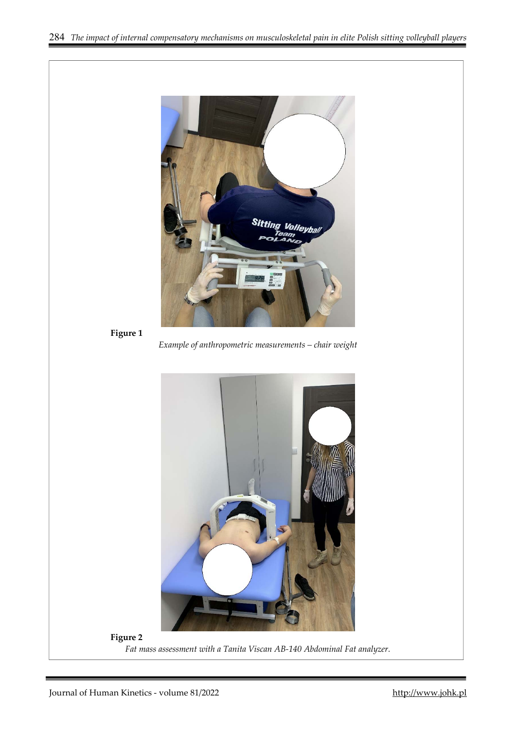**Figure 1**

*Example of anthropometric measurements – chair weight*

**Figure 2**

*Fat mass assessment with a Tanita Viscan AB-140 Abdominal Fat analyzer.*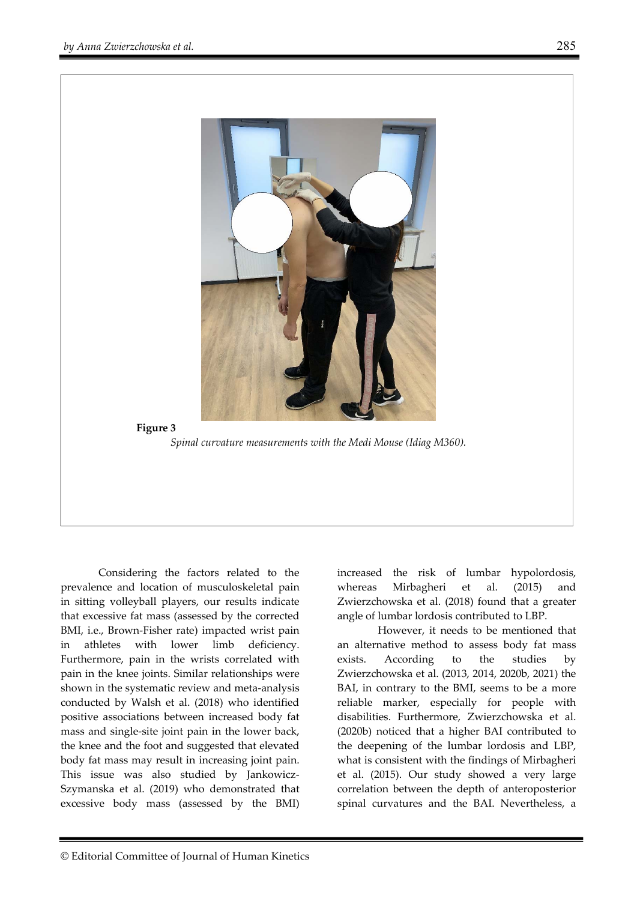**Figure 3**

*Spinal curvature measurements with the Medi Mouse (Idiag M360).*

Considering the factors related to the prevalence and location of musculoskeletal pain in sitting volleyball players, our results indicate that excessive fat mass (assessed by the corrected BMI, i.e., Brown-Fisher rate) impacted wrist pain in athletes with lower limb deficiency. Furthermore, pain in the wrists correlated with pain in the knee joints. Similar relationships were shown in the systematic review and meta-analysis conducted by Walsh et al. (2018) who identified positive associations between increased body fat mass and single-site joint pain in the lower back, the knee and the foot and suggested that elevated body fat mass may result in increasing joint pain. This issue was also studied by Jankowicz-Szymanska et al. (2019) who demonstrated that excessive body mass (assessed by the BMI) increased the risk of lumbar hypolordosis, whereas Mirbagheri et al. (2015) and Zwierzchowska et al. (2018) found that a greater angle of lumbar lordosis contributed to LBP.

However, it needs to be mentioned that an alternative method to assess body fat mass exists. According to the studies by Zwierzchowska et al. (2013, 2014, 2020b, 2021) the BAI, in contrary to the BMI, seems to be a more reliable marker, especially for people with disabilities. Furthermore, Zwierzchowska et al. (2020b) noticed that a higher BAI contributed to the deepening of the lumbar lordosis and LBP, what is consistent with the findings of Mirbagheri et al. (2015). Our study showed a very large correlation between the depth of anteroposterior spinal curvatures and the BAI. Nevertheless, a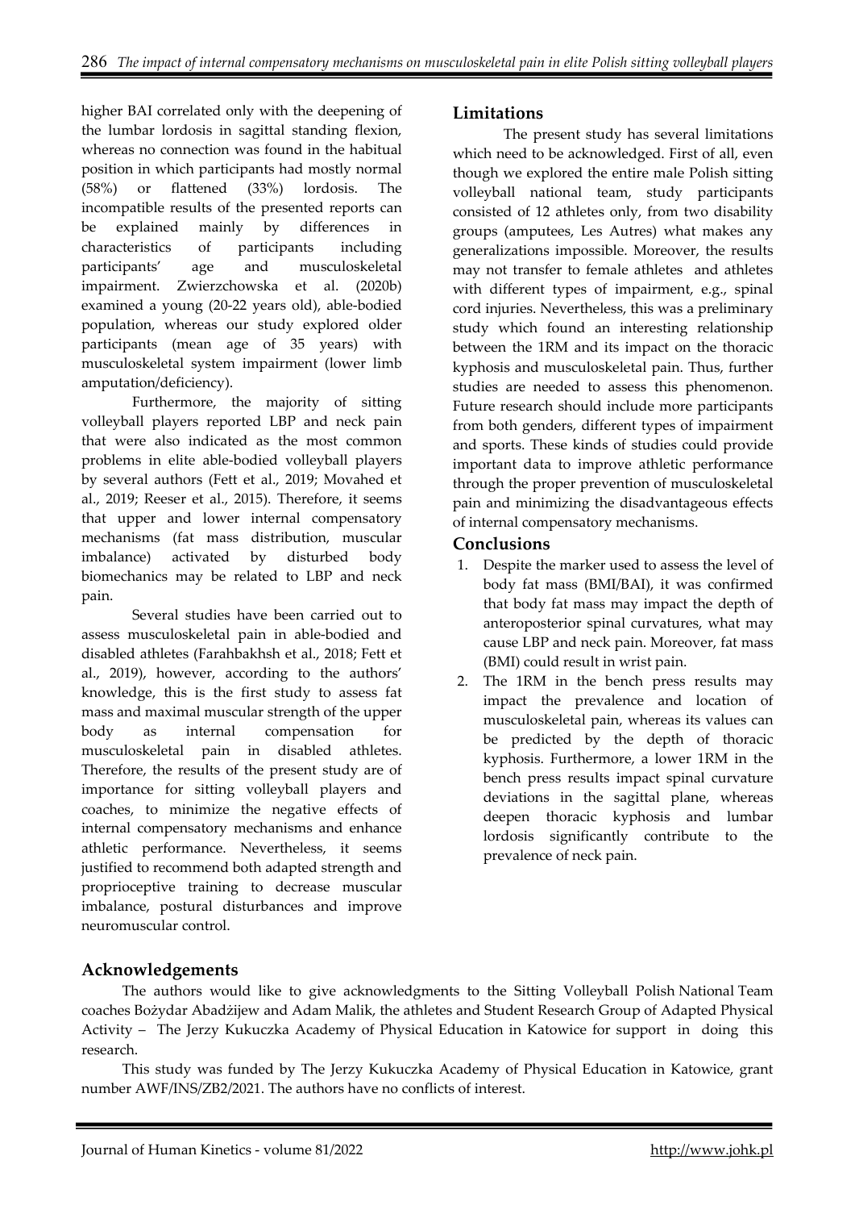higher BAI correlated only with the deepening of the lumbar lordosis in sagittal standing flexion, whereas no connection was found in the habitual position in which participants had mostly normal (58%) or flattened (33%) lordosis. The incompatible results of the presented reports can be explained mainly by differences in characteristics of participants including participants' age and musculoskeletal impairment. Zwierzchowska et al. (2020b) examined a young (20-22 years old), able-bodied population, whereas our study explored older participants (mean age of 35 years) with musculoskeletal system impairment (lower limb amputation/deficiency).

Furthermore, the majority of sitting volleyball players reported LBP and neck pain that were also indicated as the most common problems in elite able-bodied volleyball players by several authors (Fett et al., 2019; Movahed et al., 2019; Reeser et al., 2015). Therefore, it seems that upper and lower internal compensatory mechanisms (fat mass distribution, muscular imbalance) activated by disturbed body biomechanics may be related to LBP and neck pain.

Several studies have been carried out to assess musculoskeletal pain in able-bodied and disabled athletes (Farahbakhsh et al., 2018; Fett et al., 2019), however, according to the authors' knowledge, this is the first study to assess fat mass and maximal muscular strength of the upper body as internal compensation for musculoskeletal pain in disabled athletes. Therefore, the results of the present study are of importance for sitting volleyball players and coaches, to minimize the negative effects of internal compensatory mechanisms and enhance athletic performance. Nevertheless, it seems justified to recommend both adapted strength and proprioceptive training to decrease muscular imbalance, postural disturbances and improve neuromuscular control.

## Limitations

The present study has several limitations which need to be acknowledged. First of all, even though we explored the entire male Polish sitting volleyball national team, study participants consisted of 12 athletes only, from two disability groups (amputees, Les Autres) what makes any generalizations impossible. Moreover, the results may not transfer to female athletes and athletes with different types of impairment, e.g., spinal cord injuries. Nevertheless, this was a preliminary study which found an interesting relationship between the 1RM and its impact on the thoracic kyphosis and musculoskeletal pain. Thus, further studies are needed to assess this phenomenon. Future research should include more participants from both genders, different types of impairment and sports. These kinds of studies could provide important data to improve athletic performance through the proper prevention of musculoskeletal pain and minimizing the disadvantageous effects of internal compensatory mechanisms.

## Conclusions

1. Despite the marker used to assess the level of body fat mass (BMI/BAI), it was confirmed that body fat mass may impact the depth of anteroposterior spinal curvatures, what may cause LBP and neck pain. Moreover, fat mass (BMI) could result in wrist pain.
2. The 1RM in the bench press results may impact the prevalence and location of musculoskeletal pain, whereas its values can be predicted by the depth of thoracic kyphosis. Furthermore, a lower 1RM in the bench press results impact spinal curvature deviations in the sagittal plane, whereas deepen thoracic kyphosis and lumbar lordosis significantly contribute to the prevalence of neck pain.

## Acknowledgements

The authors would like to give acknowledgments to the Sitting Volleyball Polish National Team coaches Bożydar Abadżijew and Adam Malik, the athletes and Student Research Group of Adapted Physical Activity – The Jerzy Kukuczka Academy of Physical Education in Katowice for support in doing this research.

This study was funded by The Jerzy Kukuczka Academy of Physical Education in Katowice, grant number AWF/INS/ZB2/2021. The authors have no conflicts of interest.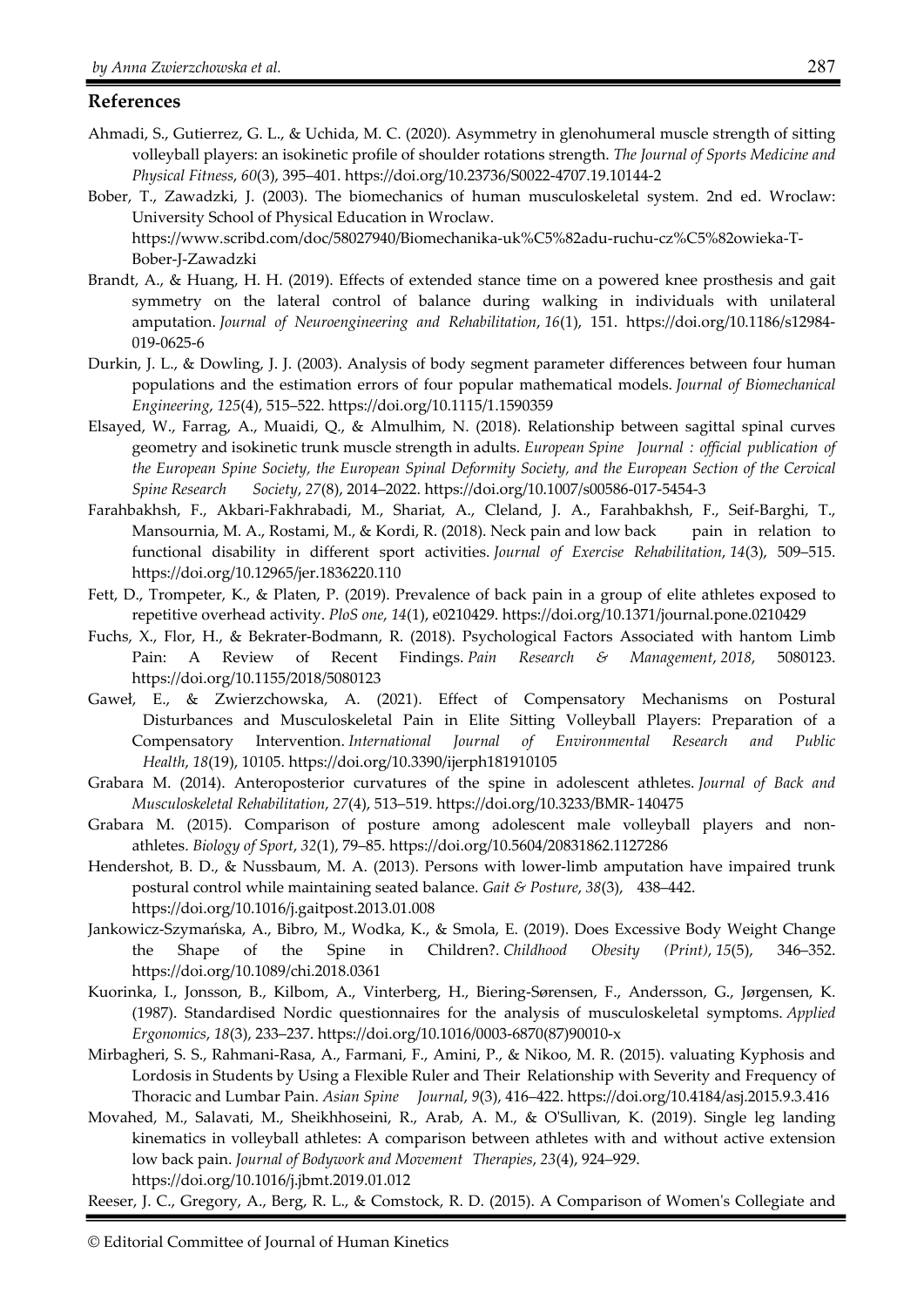## References

Ahmadi, S., Gutierrez, G. L., & Uchida, M. C. (2020). Asymmetry in glenohumeral muscle strength of sitting volleyball players: an isokinetic profile of shoulder rotations strength. *The Journal of Sports Medicine and Physical Fitness*, *60*(3), 395–401. https://doi.org/10.23736/S0022-4707.19.10144-2

Bober, T., Zawadzki, J. (2003). The biomechanics of human musculoskeletal system. 2nd ed. Wroclaw: University School of Physical Education in Wroclaw. https://www.scribd.com/doc/58027940/Biomechanika-uk%C5%82adu-ruchu-cz%C5%82owieka-T-Bober-J-Zawadzki

Brandt, A., & Huang, H. H. (2019). Effects of extended stance time on a powered knee prosthesis and gait symmetry on the lateral control of balance during walking in individuals with unilateral amputation. *Journal of Neuroengineering and Rehabilitation*, *16*(1), 151. https://doi.org/10.1186/s12984-019-0625-6

Durkin, J. L., & Dowling, J. J. (2003). Analysis of body segment parameter differences between four human populations and the estimation errors of four popular mathematical models. *Journal of Biomechanical Engineering*, *125*(4), 515–522. https://doi.org/10.1115/1.1590359

Elsayed, W., Farrag, A., Muaidi, Q., & Almulhim, N. (2018). Relationship between sagittal spinal curves geometry and isokinetic trunk muscle strength in adults. *European Spine Journal : official publication of the European Spine Society, the European Spinal Deformity Society, and the European Section of the Cervical Spine Research Society*, *27*(8), 2014–2022. https://doi.org/10.1007/s00586-017-5454-3

Farahbakhsh, F., Akbari-Fakhrabadi, M., Shariat, A., Cleland, J. A., Farahbakhsh, F., Seif-Barghi, T., Mansournia, M. A., Rostami, M., & Kordi, R. (2018). Neck pain and low back pain in relation to functional disability in different sport activities. *Journal of Exercise Rehabilitation*, *14*(3), 509–515. https://doi.org/10.12965/jer.1836220.110

Fett, D., Trompeter, K., & Platen, P. (2019). Prevalence of back pain in a group of elite athletes exposed to repetitive overhead activity. *PloS one*, *14*(1), e0210429. https://doi.org/10.1371/journal.pone.0210429

Fuchs, X., Flor, H., & Bekrater-Bodmann, R. (2018). Psychological Factors Associated with hantom Limb Pain: A Review of Recent Findings. *Pain Research & Management*, *2018*, 5080123. https://doi.org/10.1155/2018/5080123

Gaweł, E., & Zwierzchowska, A. (2021). Effect of Compensatory Mechanisms on Postural Disturbances and Musculoskeletal Pain in Elite Sitting Volleyball Players: Preparation of a Compensatory Intervention. *International Journal of Environmental Research and Public Health*, *18*(19), 10105. https://doi.org/10.3390/ijerph181910105

Grabara M. (2014). Anteroposterior curvatures of the spine in adolescent athletes. *Journal of Back and Musculoskeletal Rehabilitation*, *27*(4), 513–519. https://doi.org/10.3233/BMR-140475

Grabara M. (2015). Comparison of posture among adolescent male volleyball players and non-athletes. *Biology of Sport*, *32*(1), 79–85. https://doi.org/10.5604/20831862.1127286

Hendershot, B. D., & Nussbaum, M. A. (2013). Persons with lower-limb amputation have impaired trunk postural control while maintaining seated balance. *Gait & Posture*, *38*(3), 438–442. https://doi.org/10.1016/j.gaitpost.2013.01.008

Jankowicz-Szymańska, A., Bibro, M., Wodka, K., & Smola, E. (2019). Does Excessive Body Weight Change the Shape of the Spine in Children?. *Childhood Obesity (Print)*, *15*(5), 346–352. https://doi.org/10.1089/chi.2018.0361

Kuorinka, I., Jonsson, B., Kilbom, A., Vinterberg, H., Biering-Sørensen, F., Andersson, G., Jørgensen, K. (1987). Standardised Nordic questionnaires for the analysis of musculoskeletal symptoms. *Applied Ergonomics*, *18*(3), 233–237. https://doi.org/10.1016/0003-6870(87)90010-x

Mirbagheri, S. S., Rahmani-Rasa, A., Farmani, F., Amini, P., & Nikoo, M. R. (2015). valuating Kyphosis and Lordosis in Students by Using a Flexible Ruler and Their Relationship with Severity and Frequency of Thoracic and Lumbar Pain. *Asian Spine Journal*, *9*(3), 416–422. https://doi.org/10.4184/asj.2015.9.3.416

Movahed, M., Salavati, M., Sheikhhoseini, R., Arab, A. M., & O'Sullivan, K. (2019). Single leg landing kinematics in volleyball athletes: A comparison between athletes with and without active extension low back pain. *Journal of Bodywork and Movement Therapies*, *23*(4), 924–929. https://doi.org/10.1016/j.jbmt.2019.01.012

Reeser, J. C., Gregory, A., Berg, R. L., & Comstock, R. D. (2015). A Comparison of Women's Collegiate and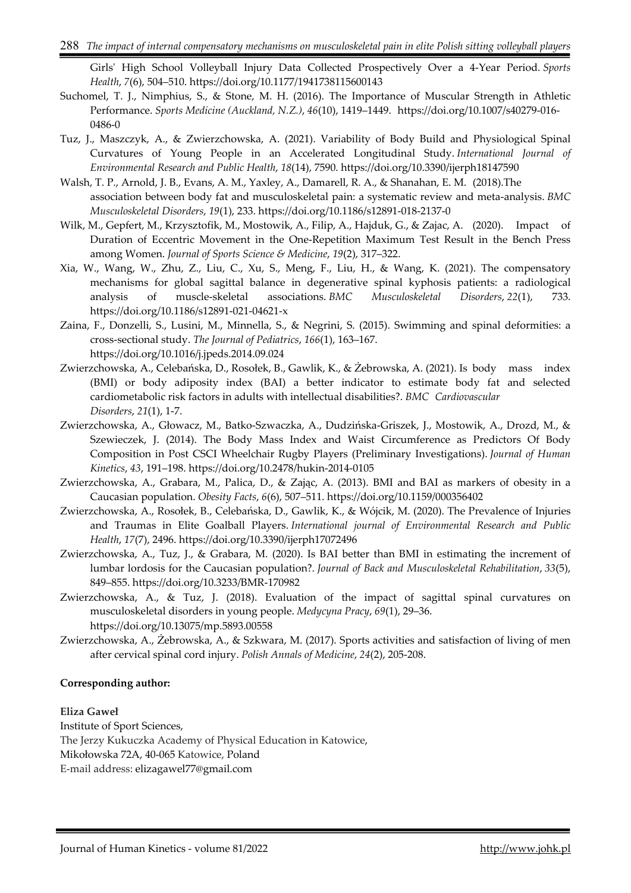Girls' High School Volleyball Injury Data Collected Prospectively Over a 4-Year Period. *Sports Health*, *7*(6), 504–510. https://doi.org/10.1177/1941738115600143

Suchomel, T. J., Nimphius, S., & Stone, M. H. (2016). The Importance of Muscular Strength in Athletic Performance. *Sports Medicine (Auckland, N.Z.)*, *46*(10), 1419–1449. https://doi.org/10.1007/s40279-016-0486-0

Tuz, J., Maszczyk, A., & Zwierzchowska, A. (2021). Variability of Body Build and Physiological Spinal Curvatures of Young People in an Accelerated Longitudinal Study. *International Journal of Environmental Research and Public Health*, *18*(14), 7590. https://doi.org/10.3390/ijerph18147590

Walsh, T. P., Arnold, J. B., Evans, A. M., Yaxley, A., Damarell, R. A., & Shanahan, E. M. (2018).The association between body fat and musculoskeletal pain: a systematic review and meta-analysis. *BMC Musculoskeletal Disorders*, *19*(1), 233. https://doi.org/10.1186/s12891-018-2137-0

Wilk, M., Gepfert, M., Krzysztofik, M., Mostowik, A., Filip, A., Hajduk, G., & Zajac, A. (2020). Impact of Duration of Eccentric Movement in the One-Repetition Maximum Test Result in the Bench Press among Women. *Journal of Sports Science & Medicine*, *19*(2), 317–322.

Xia, W., Wang, W., Zhu, Z., Liu, C., Xu, S., Meng, F., Liu, H., & Wang, K. (2021). The compensatory mechanisms for global sagittal balance in degenerative spinal kyphosis patients: a radiological analysis of muscle-skeletal associations. *BMC Musculoskeletal Disorders*, *22*(1), 733. https://doi.org/10.1186/s12891-021-04621-x

Zaina, F., Donzelli, S., Lusini, M., Minnella, S., & Negrini, S. (2015). Swimming and spinal deformities: a cross-sectional study. *The Journal of Pediatrics*, *166*(1), 163–167. https://doi.org/10.1016/j.jpeds.2014.09.024

Zwierzchowska, A., Celebańska, D., Rosołek, B., Gawlik, K., & Żebrowska, A. (2021). Is body mass index (BMI) or body adiposity index (BAI) a better indicator to estimate body fat and selected cardiometabolic risk factors in adults with intellectual disabilities?. *BMC Cardiovascular Disorders*, *21*(1), 1-7.

Zwierzchowska, A., Głowacz, M., Batko-Szwaczka, A., Dudzińska-Griszek, J., Mostowik, A., Drozd, M., & Szewieczek, J. (2014). The Body Mass Index and Waist Circumference as Predictors Of Body Composition in Post CSCI Wheelchair Rugby Players (Preliminary Investigations). *Journal of Human Kinetics*, *43*, 191–198. https://doi.org/10.2478/hukin-2014-0105

Zwierzchowska, A., Grabara, M., Palica, D., & Zając, A. (2013). BMI and BAI as markers of obesity in a Caucasian population. *Obesity Facts*, *6*(6), 507–511. https://doi.org/10.1159/000356402

Zwierzchowska, A., Rosołek, B., Celebańska, D., Gawlik, K., & Wójcik, M. (2020). The Prevalence of Injuries and Traumas in Elite Goalball Players. *International journal of Environmental Research and Public Health*, *17*(7), 2496. https://doi.org/10.3390/ijerph17072496

Zwierzchowska, A., Tuz, J., & Grabara, M. (2020). Is BAI better than BMI in estimating the increment of lumbar lordosis for the Caucasian population?. *Journal of Back and Musculoskeletal Rehabilitation*, *33*(5), 849–855. https://doi.org/10.3233/BMR-170982

Zwierzchowska, A., & Tuz, J. (2018). Evaluation of the impact of sagittal spinal curvatures on musculoskeletal disorders in young people. *Medycyna Pracy*, *69*(1), 29–36. https://doi.org/10.13075/mp.5893.00558

Zwierzchowska, A., Żebrowska, A., & Szkwara, M. (2017). Sports activities and satisfaction of living of men after cervical spinal cord injury. *Polish Annals of Medicine*, *24*(2), 205-208.

**Corresponding author:**

**Eliza Gaweł**
Institute of Sport Sciences,
The Jerzy Kukuczka Academy of Physical Education in Katowice,
Mikołowska 72A, 40-065 Katowice, Poland
E-mail address: elizagawel77@gmail.com